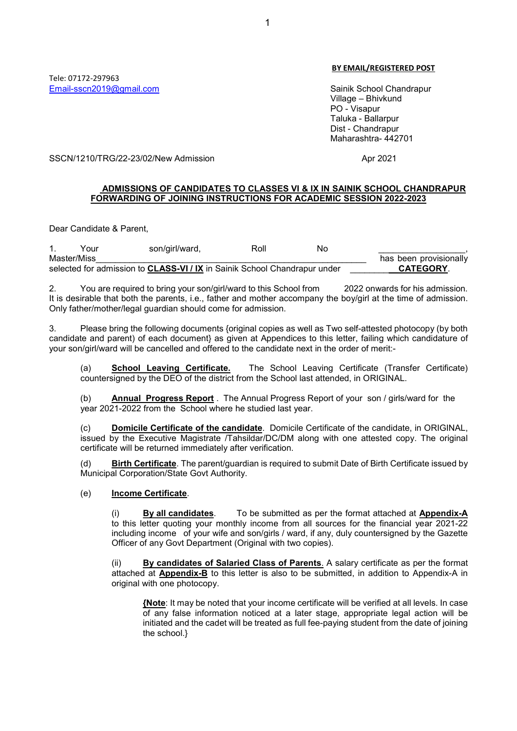**BY EMAIL/REGISTERED POST**

Tele: 07172-297963
Email-sscn2019@gmail.com

Sainik School Chandrapur
Village – Bhivkund
PO - Visapur
Taluka - Ballarpur
Dist - Chandrapur
Maharashtra- 442701

SSCN/1210/TRG/22-23/02/New Admission Apr 2021

**ADMISSIONS OF CANDIDATES TO CLASSES VI & IX IN SAINIK SCHOOL CHANDRAPUR FORWARDING OF JOINING INSTRUCTIONS FOR ACADEMIC SESSION 2022-2023**

Dear Candidate & Parent,

1. Your son/girl/ward, Roll No __________________, Master/Miss____________________________________________________ has been provisionally selected for admission to **CLASS-VI / IX** in Sainik School Chandrapur under ________**CATEGORY**.

2. You are required to bring your son/girl/ward to this School from 2022 onwards for his admission. It is desirable that both the parents, i.e., father and mother accompany the boy/girl at the time of admission. Only father/mother/legal guardian should come for admission.

3. Please bring the following documents {original copies as well as Two self-attested photocopy (by both candidate and parent) of each document} as given at Appendices to this letter, failing which candidature of your son/girl/ward will be cancelled and offered to the candidate next in the order of merit:-

(a) **School Leaving Certificate.** The School Leaving Certificate (Transfer Certificate) countersigned by the DEO of the district from the School last attended, in ORIGINAL.

(b) **Annual Progress Report** . The Annual Progress Report of your son / girls/ward for the year 2021-2022 from the School where he studied last year.

(c) **Domicile Certificate of the candidate**. Domicile Certificate of the candidate, in ORIGINAL, issued by the Executive Magistrate /Tahsildar/DC/DM along with one attested copy. The original certificate will be returned immediately after verification.

(d) **Birth Certificate**. The parent/guardian is required to submit Date of Birth Certificate issued by Municipal Corporation/State Govt Authority.

(e) **Income Certificate**.

(i) **By all candidates**. To be submitted as per the format attached at **Appendix-A** to this letter quoting your monthly income from all sources for the financial year 2021-22 including income of your wife and son/girls / ward, if any, duly countersigned by the Gazette Officer of any Govt Department (Original with two copies).

(ii) **By candidates of Salaried Class of Parents**. A salary certificate as per the format attached at **Appendix-B** to this letter is also to be submitted, in addition to Appendix-A in original with one photocopy.

{**Note**: It may be noted that your income certificate will be verified at all levels. In case of any false information noticed at a later stage, appropriate legal action will be initiated and the cadet will be treated as full fee-paying student from the date of joining the school.}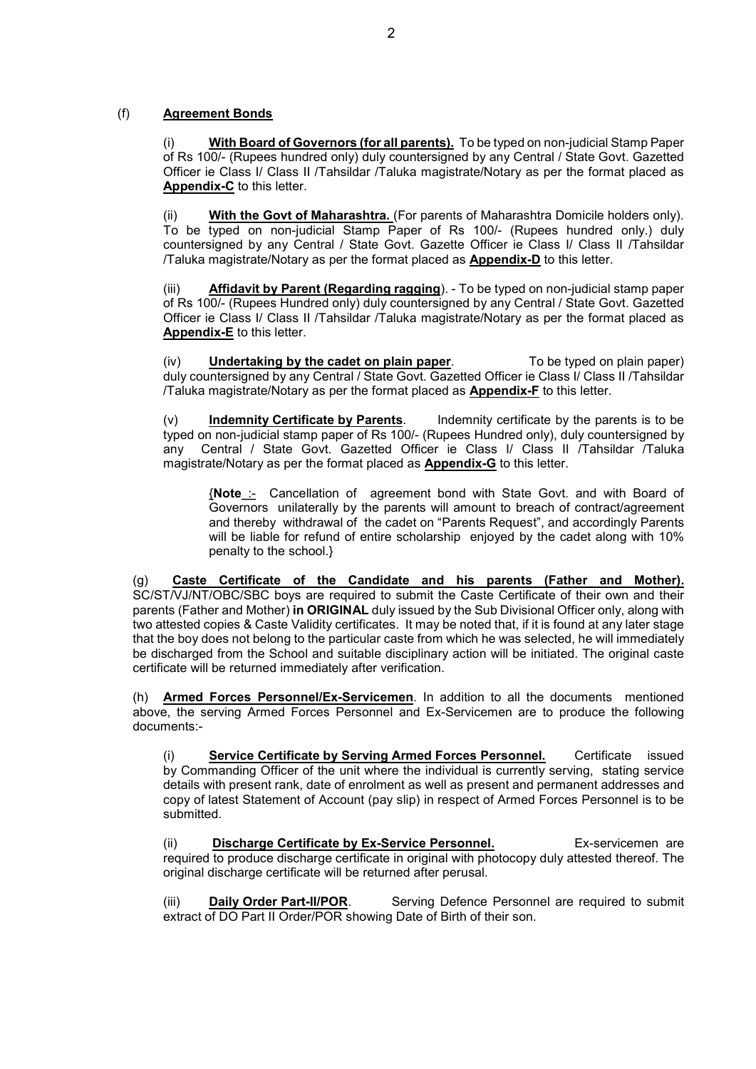(f) **Agreement Bonds**

(i) **With Board of Governors (for all parents).** To be typed on non-judicial Stamp Paper of Rs 100/- (Rupees hundred only) duly countersigned by any Central / State Govt. Gazetted Officer ie Class I/ Class II /Tahsildar /Taluka magistrate/Notary as per the format placed as **Appendix-C** to this letter.

(ii) **With the Govt of Maharashtra.** (For parents of Maharashtra Domicile holders only). To be typed on non-judicial Stamp Paper of Rs 100/- (Rupees hundred only.) duly countersigned by any Central / State Govt. Gazette Officer ie Class I/ Class II /Tahsildar /Taluka magistrate/Notary as per the format placed as **Appendix-D** to this letter.

(iii) **Affidavit by Parent (Regarding ragging**). - To be typed on non-judicial stamp paper of Rs 100/- (Rupees Hundred only) duly countersigned by any Central / State Govt. Gazetted Officer ie Class I/ Class II /Tahsildar /Taluka magistrate/Notary as per the format placed as **Appendix-E** to this letter.

(iv) **Undertaking by the cadet on plain paper**. To be typed on plain paper) duly countersigned by any Central / State Govt. Gazetted Officer ie Class I/ Class II /Tahsildar /Taluka magistrate/Notary as per the format placed as **Appendix-F** to this letter.

(v) **Indemnity Certificate by Parents**. Indemnity certificate by the parents is to be typed on non-judicial stamp paper of Rs 100/- (Rupees Hundred only), duly countersigned by any Central / State Govt. Gazetted Officer ie Class I/ Class II /Tahsildar /Taluka magistrate/Notary as per the format placed as **Appendix-G** to this letter.

> {**Note** :- Cancellation of agreement bond with State Govt. and with Board of Governors unilaterally by the parents will amount to breach of contract/agreement and thereby withdrawal of the cadet on "Parents Request", and accordingly Parents will be liable for refund of entire scholarship enjoyed by the cadet along with 10% penalty to the school.}

(g) **Caste Certificate of the Candidate and his parents (Father and Mother).** SC/ST/VJ/NT/OBC/SBC boys are required to submit the Caste Certificate of their own and their parents (Father and Mother) **in ORIGINAL** duly issued by the Sub Divisional Officer only, along with two attested copies & Caste Validity certificates. It may be noted that, if it is found at any later stage that the boy does not belong to the particular caste from which he was selected, he will immediately be discharged from the School and suitable disciplinary action will be initiated. The original caste certificate will be returned immediately after verification.

(h) **Armed Forces Personnel/Ex-Servicemen**. In addition to all the documents mentioned above, the serving Armed Forces Personnel and Ex-Servicemen are to produce the following documents:-

(i) **Service Certificate by Serving Armed Forces Personnel.** Certificate issued by Commanding Officer of the unit where the individual is currently serving, stating service details with present rank, date of enrolment as well as present and permanent addresses and copy of latest Statement of Account (pay slip) in respect of Armed Forces Personnel is to be submitted.

(ii) **Discharge Certificate by Ex-Service Personnel.** Ex-servicemen are required to produce discharge certificate in original with photocopy duly attested thereof. The original discharge certificate will be returned after perusal.

(iii) **Daily Order Part-II/POR**. Serving Defence Personnel are required to submit extract of DO Part II Order/POR showing Date of Birth of their son.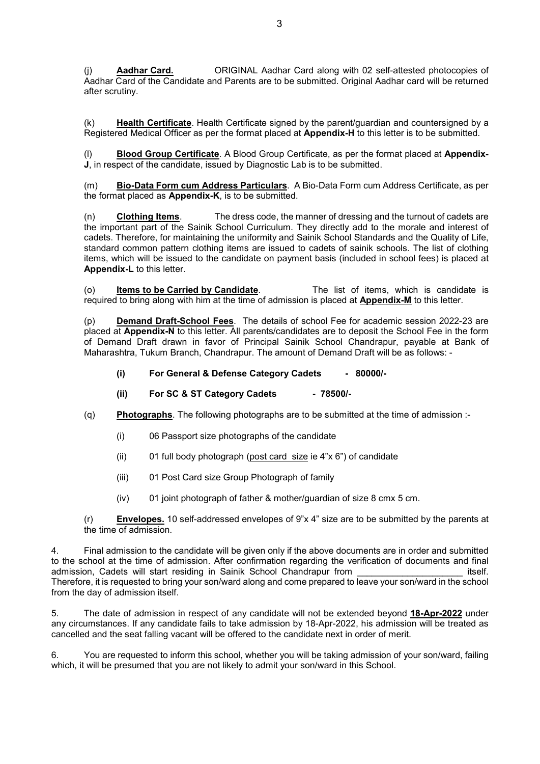(j) **Aadhar Card.** ORIGINAL Aadhar Card along with 02 self-attested photocopies of Aadhar Card of the Candidate and Parents are to be submitted. Original Aadhar card will be returned after scrutiny.

(k) **Health Certificate**. Health Certificate signed by the parent/guardian and countersigned by a Registered Medical Officer as per the format placed at **Appendix-H** to this letter is to be submitted.

(l) **Blood Group Certificate**. A Blood Group Certificate, as per the format placed at **Appendix-J**, in respect of the candidate, issued by Diagnostic Lab is to be submitted.

(m) **Bio-Data Form cum Address Particulars**. A Bio-Data Form cum Address Certificate, as per the format placed as **Appendix-K**, is to be submitted.

(n) **Clothing Items**. The dress code, the manner of dressing and the turnout of cadets are the important part of the Sainik School Curriculum. They directly add to the morale and interest of cadets. Therefore, for maintaining the uniformity and Sainik School Standards and the Quality of Life, standard common pattern clothing items are issued to cadets of sainik schools. The list of clothing items, which will be issued to the candidate on payment basis (included in school fees) is placed at **Appendix-L** to this letter.

(o) **Items to be Carried by Candidate**. The list of items, which is candidate is required to bring along with him at the time of admission is placed at **Appendix-M** to this letter.

(p) **Demand Draft-School Fees**. The details of school Fee for academic session 2022-23 are placed at **Appendix-N** to this letter. All parents/candidates are to deposit the School Fee in the form of Demand Draft drawn in favor of Principal Sainik School Chandrapur, payable at Bank of Maharashtra, Tukum Branch, Chandrapur. The amount of Demand Draft will be as follows: -

**(i) For General & Defense Category Cadets - 80000/-**

**(ii) For SC & ST Category Cadets - 78500/-**

(q) **Photographs**. The following photographs are to be submitted at the time of admission :-

(i) 06 Passport size photographs of the candidate

(ii) 01 full body photograph (post card size ie 4"x 6") of candidate

(iii) 01 Post Card size Group Photograph of family

(iv) 01 joint photograph of father & mother/guardian of size 8 cmx 5 cm.

(r) **Envelopes.** 10 self-addressed envelopes of 9"x 4" size are to be submitted by the parents at the time of admission.

4. Final admission to the candidate will be given only if the above documents are in order and submitted to the school at the time of admission. After confirmation regarding the verification of documents and final admission, Cadets will start residing in Sainik School Chandrapur from ____________________ itself. Therefore, it is requested to bring your son/ward along and come prepared to leave your son/ward in the school from the day of admission itself.

5. The date of admission in respect of any candidate will not be extended beyond **18-Apr-2022** under any circumstances. If any candidate fails to take admission by 18-Apr-2022, his admission will be treated as cancelled and the seat falling vacant will be offered to the candidate next in order of merit.

6. You are requested to inform this school, whether you will be taking admission of your son/ward, failing which, it will be presumed that you are not likely to admit your son/ward in this School.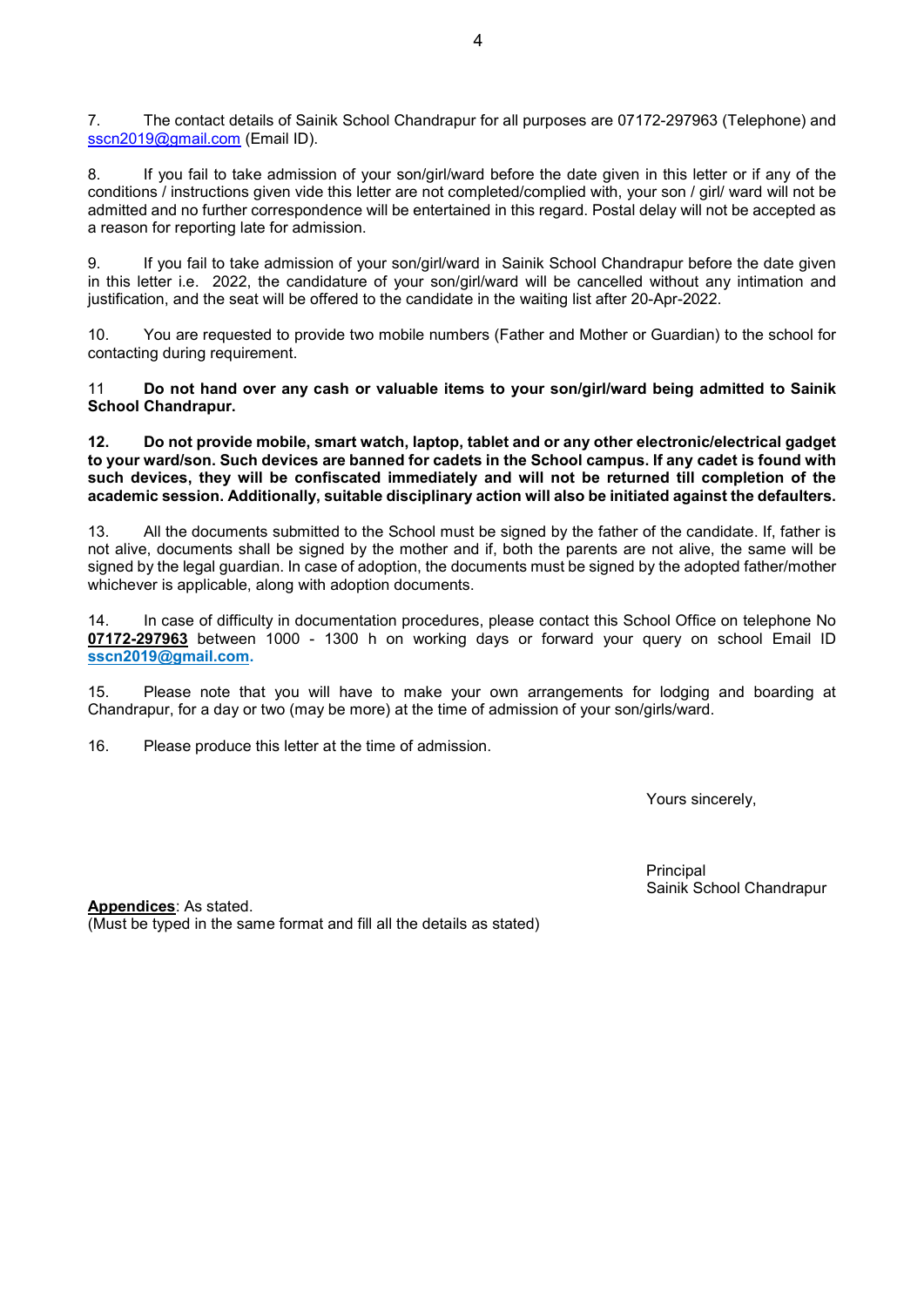7. The contact details of Sainik School Chandrapur for all purposes are 07172-297963 (Telephone) and sscn2019@gmail.com (Email ID).

8. If you fail to take admission of your son/girl/ward before the date given in this letter or if any of the conditions / instructions given vide this letter are not completed/complied with, your son / girl/ ward will not be admitted and no further correspondence will be entertained in this regard. Postal delay will not be accepted as a reason for reporting late for admission.

9. If you fail to take admission of your son/girl/ward in Sainik School Chandrapur before the date given in this letter i.e. 2022, the candidature of your son/girl/ward will be cancelled without any intimation and justification, and the seat will be offered to the candidate in the waiting list after 20-Apr-2022.

10. You are requested to provide two mobile numbers (Father and Mother or Guardian) to the school for contacting during requirement.

11 **Do not hand over any cash or valuable items to your son/girl/ward being admitted to Sainik School Chandrapur.**

**12. Do not provide mobile, smart watch, laptop, tablet and or any other electronic/electrical gadget to your ward/son. Such devices are banned for cadets in the School campus. If any cadet is found with such devices, they will be confiscated immediately and will not be returned till completion of the academic session. Additionally, suitable disciplinary action will also be initiated against the defaulters.**

13. All the documents submitted to the School must be signed by the father of the candidate. If, father is not alive, documents shall be signed by the mother and if, both the parents are not alive, the same will be signed by the legal guardian. In case of adoption, the documents must be signed by the adopted father/mother whichever is applicable, along with adoption documents.

14. In case of difficulty in documentation procedures, please contact this School Office on telephone No **07172-297963** between 1000 - 1300 h on working days or forward your query on school Email ID **sscn2019@gmail.com.**

15. Please note that you will have to make your own arrangements for lodging and boarding at Chandrapur, for a day or two (may be more) at the time of admission of your son/girls/ward.

16. Please produce this letter at the time of admission.

Yours sincerely,

Principal
Sainik School Chandrapur

**Appendices**: As stated.
(Must be typed in the same format and fill all the details as stated)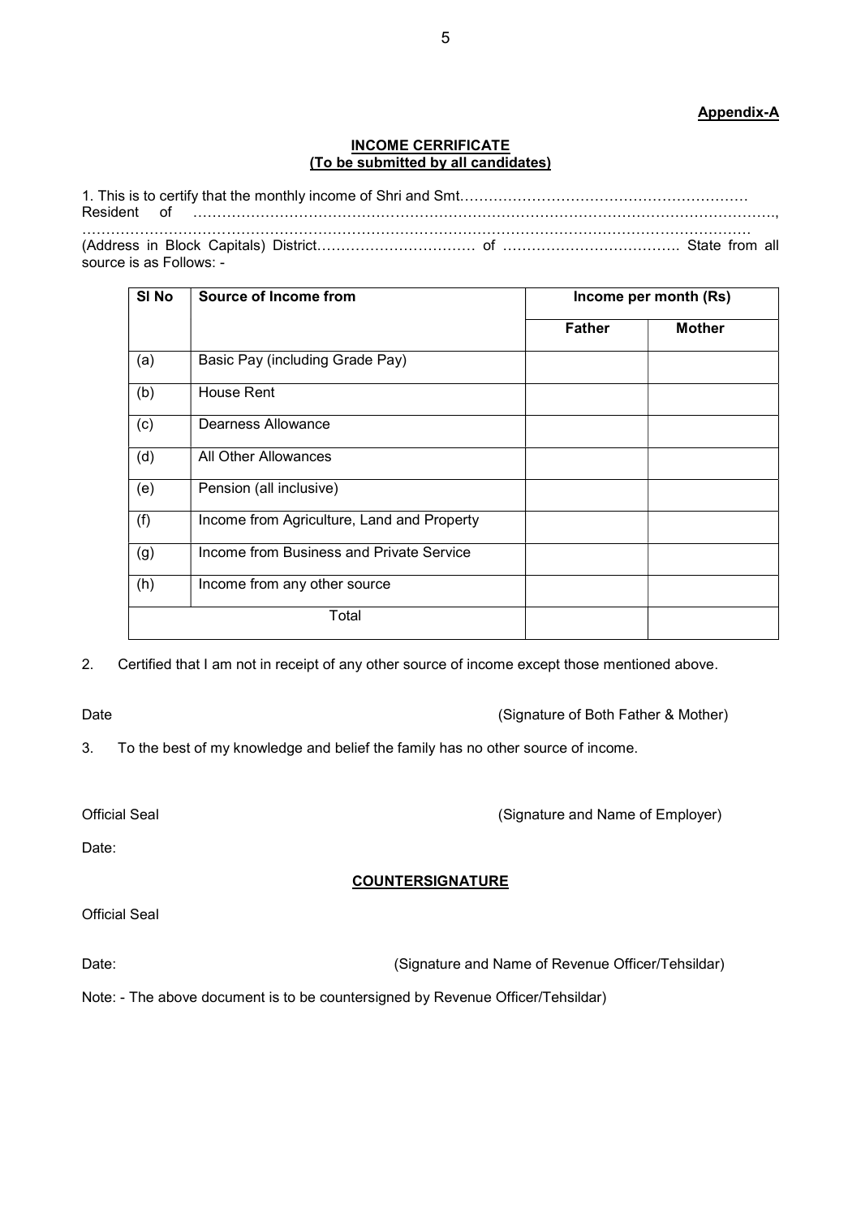**Appendix-A**

**INCOME CERRIFICATE**
**(To be submitted by all candidates)**

1. This is to certify that the monthly income of Shri and Smt…………………………………………………… Resident of ……………………………………………………………………………………………………………., ……………………………………………………………………………………………………………………… (Address in Block Capitals) District…………………………… of ………………………………. State from all source is as Follows: -

| Sl No | Source of Income from | Income per month (Rs) | |
|---|---|---|---|
| | | Father | Mother |
| (a) | Basic Pay (including Grade Pay) | | |
| (b) | House Rent | | |
| (c) | Dearness Allowance | | |
| (d) | All Other Allowances | | |
| (e) | Pension (all inclusive) | | |
| (f) | Income from Agriculture, Land and Property | | |
| (g) | Income from Business and Private Service | | |
| (h) | Income from any other source | | |
| Total | | | |

2. Certified that I am not in receipt of any other source of income except those mentioned above.

Date (Signature of Both Father & Mother)

3. To the best of my knowledge and belief the family has no other source of income.

Official Seal (Signature and Name of Employer)

Date:

**COUNTERSIGNATURE**

Official Seal

Date: (Signature and Name of Revenue Officer/Tehsildar)

Note: - The above document is to be countersigned by Revenue Officer/Tehsildar)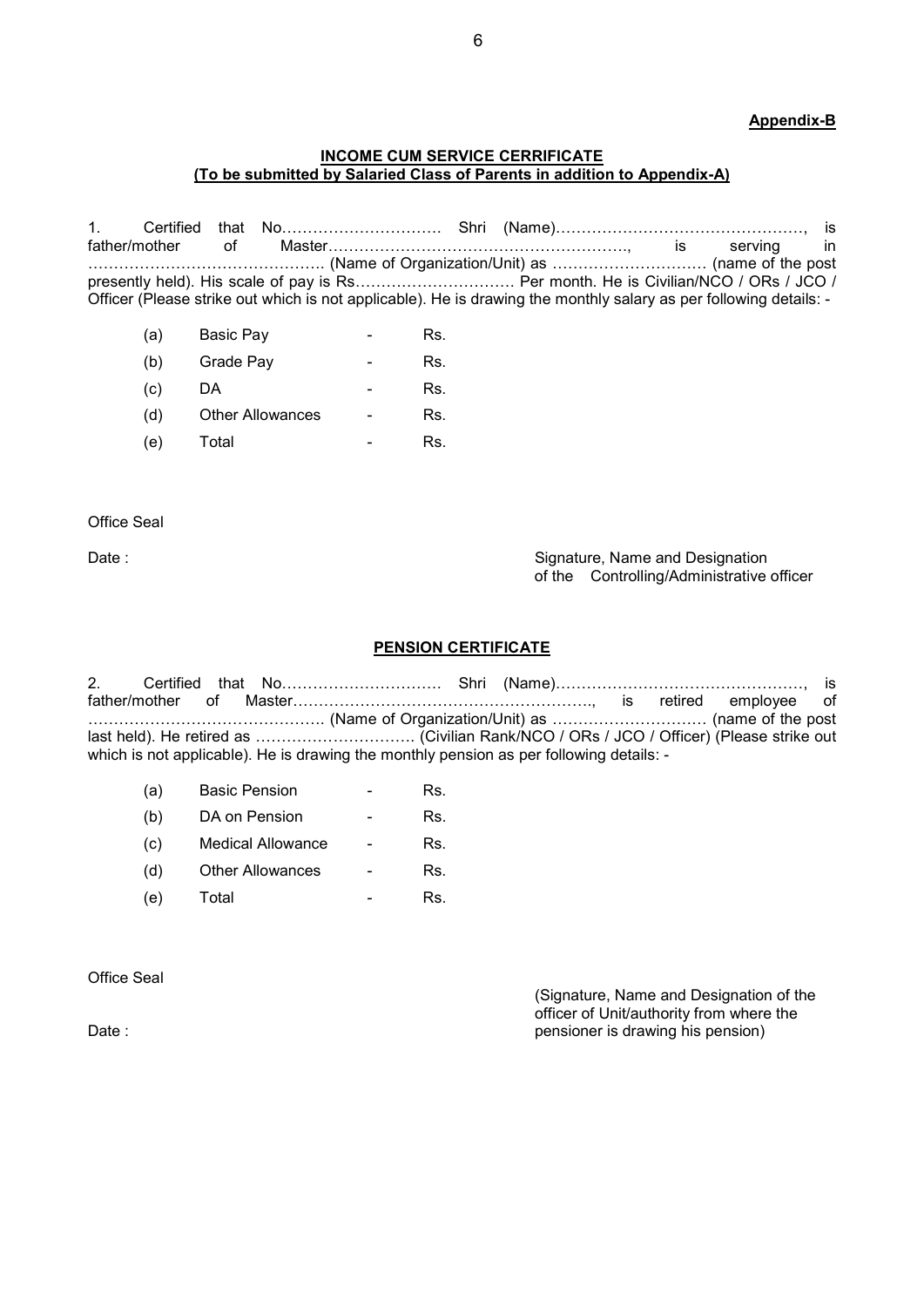**Appendix-B**

**INCOME CUM SERVICE CERRIFICATE**
**(To be submitted by Salaried Class of Parents in addition to Appendix-A)**

1. Certified that No………………………… Shri (Name)…………………………………………, is father/mother of Master…………………………………………………., is serving in ………………………………………. (Name of Organization/Unit) as ………………………… (name of the post presently held). His scale of pay is Rs………………………… Per month. He is Civilian/NCO / ORs / JCO / Officer (Please strike out which is not applicable). He is drawing the monthly salary as per following details: -

| | | | |
|---|---|---|---|
| (a) | Basic Pay | - | Rs. |
| (b) | Grade Pay | - | Rs. |
| (c) | DA | - | Rs. |
| (d) | Other Allowances | - | Rs. |
| (e) | Total | - | Rs. |

Office Seal

Date :

Signature, Name and Designation
of the Controlling/Administrative officer

**PENSION CERTIFICATE**

2. Certified that No………………………… Shri (Name)…………………………………………, is father/mother of Master…………………………………………………., is retired employee of ………………………………………. (Name of Organization/Unit) as ………………………… (name of the post last held). He retired as ………………………… (Civilian Rank/NCO / ORs / JCO / Officer) (Please strike out which is not applicable). He is drawing the monthly pension as per following details: -

| | | | |
|---|---|---|---|
| (a) | Basic Pension | - | Rs. |
| (b) | DA on Pension | - | Rs. |
| (c) | Medical Allowance | - | Rs. |
| (d) | Other Allowances | - | Rs. |
| (e) | Total | - | Rs. |

Office Seal

Date :

(Signature, Name and Designation of the officer of Unit/authority from where the pensioner is drawing his pension)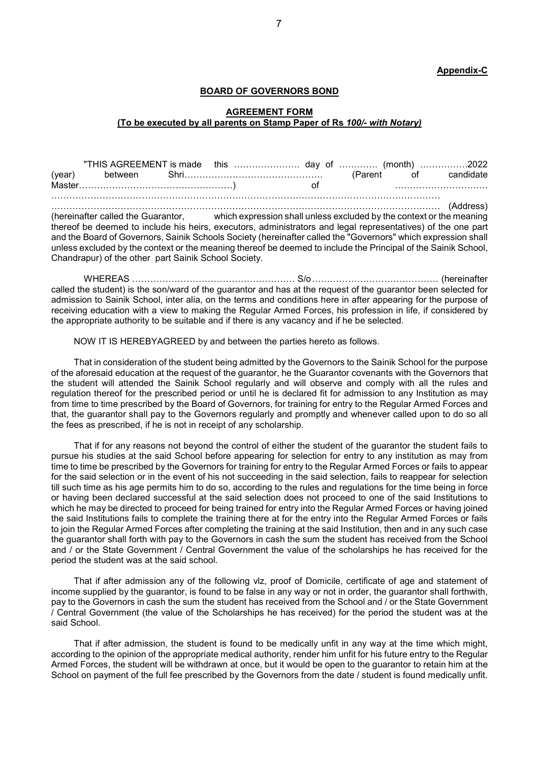**Appendix-C**

**BOARD OF GOVERNORS BOND**

**AGREEMENT FORM**
**(To be executed by all parents on Stamp Paper of Rs *100/- with Notary)***

"THIS AGREEMENT is made this …………………. day of …………. (month) …………….2022 (year) between Shri………………………………………. (Parent of candidate Master……………………………………………) of ………………………… ……………………………………………………………………………………………………………… ……………………………………………………………………………………………………………… (Address) (hereinafter called the Guarantor, which expression shall unless excluded by the context or the meaning thereof be deemed to include his heirs, executors, administrators and legal representatives) of the one part and the Board of Governors, Sainik Schools Society (hereinafter called the "Governors" which expression shall unless excluded by the context or the meaning thereof be deemed to include the Principal of the Sainik School, Chandrapur) of the other part Sainik School Society.

WHEREAS ……………………………………………… S/o…………………………………… (hereinafter called the student) is the son/ward of the guarantor and has at the request of the guarantor been selected for admission to Sainik School, inter alia, on the terms and conditions here in after appearing for the purpose of receiving education with a view to making the Regular Armed Forces, his profession in life, if considered by the appropriate authority to be suitable and if there is any vacancy and if he be selected.

NOW IT IS HEREBYAGREED by and between the parties hereto as follows.

That in consideration of the student being admitted by the Governors to the Sainik School for the purpose of the aforesaid education at the request of the guarantor, he the Guarantor covenants with the Governors that the student will attended the Sainik School regularly and will observe and comply with all the rules and regulation thereof for the prescribed period or until he is declared fit for admission to any Institution as may from time to time prescribed by the Board of Governors, for training for entry to the Regular Armed Forces and that, the guarantor shall pay to the Governors regularly and promptly and whenever called upon to do so all the fees as prescribed, if he is not in receipt of any scholarship.

That if for any reasons not beyond the control of either the student of the guarantor the student fails to pursue his studies at the said School before appearing for selection for entry to any institution as may from time to time be prescribed by the Governors for training for entry to the Regular Armed Forces or fails to appear for the said selection or in the event of his not succeeding in the said selection, fails to reappear for selection till such time as his age permits him to do so, according to the rules and regulations for the time being in force or having been declared successful at the said selection does not proceed to one of the said Institutions to which he may be directed to proceed for being trained for entry into the Regular Armed Forces or having joined the said Institutions fails to complete the training there at for the entry into the Regular Armed Forces or fails to join the Regular Armed Forces after completing the training at the said Institution, then and in any such case the guarantor shall forth with pay to the Governors in cash the sum the student has received from the School and / or the State Government / Central Government the value of the scholarships he has received for the period the student was at the said school.

That if after admission any of the following vlz, proof of Domicile, certificate of age and statement of income supplied by the guarantor, is found to be false in any way or not in order, the guarantor shall forthwith, pay to the Governors in cash the sum the student has received from the School and / or the State Government / Central Government (the value of the Scholarships he has received) for the period the student was at the said School.

That if after admission, the student is found to be medically unfit in any way at the time which might, according to the opinion of the appropriate medical authority, render him unfit for his future entry to the Regular Armed Forces, the student will be withdrawn at once, but it would be open to the guarantor to retain him at the School on payment of the full fee prescribed by the Governors from the date / student is found medically unfit.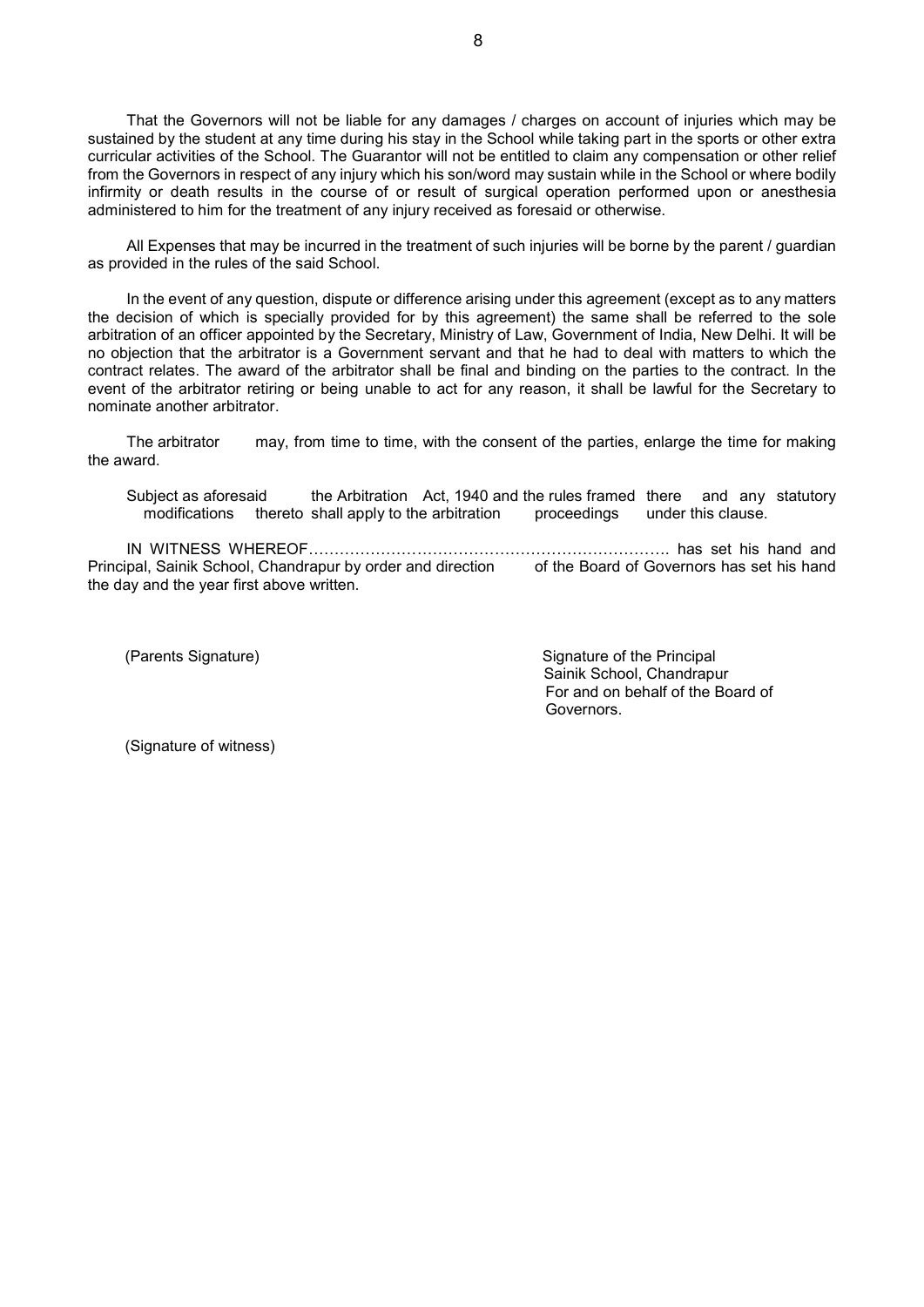That the Governors will not be liable for any damages / charges on account of injuries which may be sustained by the student at any time during his stay in the School while taking part in the sports or other extra curricular activities of the School. The Guarantor will not be entitled to claim any compensation or other relief from the Governors in respect of any injury which his son/word may sustain while in the School or where bodily infirmity or death results in the course of or result of surgical operation performed upon or anesthesia administered to him for the treatment of any injury received as foresaid or otherwise.

All Expenses that may be incurred in the treatment of such injuries will be borne by the parent / guardian as provided in the rules of the said School.

In the event of any question, dispute or difference arising under this agreement (except as to any matters the decision of which is specially provided for by this agreement) the same shall be referred to the sole arbitration of an officer appointed by the Secretary, Ministry of Law, Government of India, New Delhi. It will be no objection that the arbitrator is a Government servant and that he had to deal with matters to which the contract relates. The award of the arbitrator shall be final and binding on the parties to the contract. In the event of the arbitrator retiring or being unable to act for any reason, it shall be lawful for the Secretary to nominate another arbitrator.

The arbitrator may, from time to time, with the consent of the parties, enlarge the time for making the award.

Subject as aforesaid the Arbitration Act, 1940 and the rules framed there and any statutory modifications thereto shall apply to the arbitration proceedings under this clause.

IN WITNESS WHEREOF……………………………………………………………. has set his hand and Principal, Sainik School, Chandrapur by order and direction of the Board of Governors has set his hand the day and the year first above written.

(Parents Signature)

Signature of the Principal
Sainik School, Chandrapur
For and on behalf of the Board of Governors.

(Signature of witness)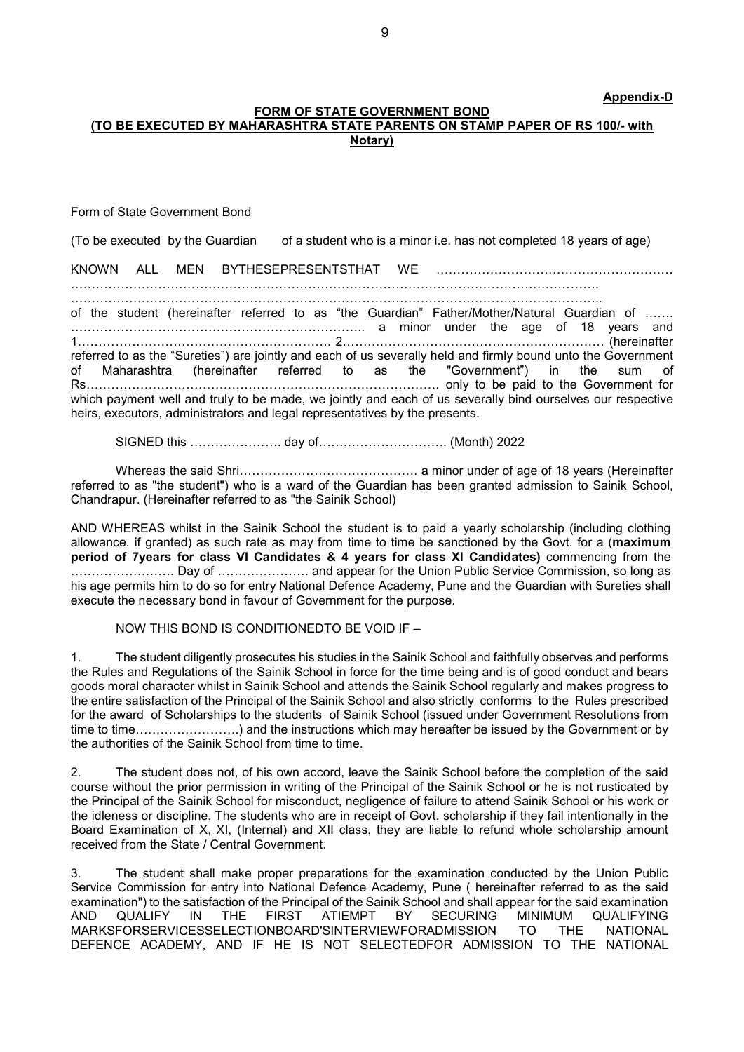**Appendix-D**

**FORM OF STATE GOVERNMENT BOND**
**(TO BE EXECUTED BY MAHARASHTRA STATE PARENTS ON STAMP PAPER OF RS 100/- with Notary)**

Form of State Government Bond

(To be executed by the Guardian of a student who is a minor i.e. has not completed 18 years of age)

KNOWN ALL MEN BYTHESEPRESENTSTHAT WE ……………………………………………… ……………………………………………………………………………………………………… ……………………………………………………………………………………………………….. of the student (hereinafter referred to as "the Guardian" Father/Mother/Natural Guardian of ……. ……………………………………………………………. a minor under the age of 18 years and 1……………………………………………………. 2……………………………………………………… (hereinafter referred to as the "Sureties") are jointly and each of us severally held and firmly bound unto the Government of Maharashtra (hereinafter referred to as the "Government") in the sum of Rs…………………………………………………………………………. only to be paid to the Government for which payment well and truly to be made, we jointly and each of us severally bind ourselves our respective heirs, executors, administrators and legal representatives by the presents.

SIGNED this …………………. day of…………………………. (Month) 2022

Whereas the said Shri……………………………………. a minor under of age of 18 years (Hereinafter referred to as "the student") who is a ward of the Guardian has been granted admission to Sainik School, Chandrapur. (Hereinafter referred to as "the Sainik School)

AND WHEREAS whilst in the Sainik School the student is to paid a yearly scholarship (including clothing allowance. if granted) as such rate as may from time to time be sanctioned by the Govt. for a (**maximum period of 7years for class VI Candidates & 4 years for class XI Candidates)** commencing from the ……………………. Day of …………………. and appear for the Union Public Service Commission, so long as his age permits him to do so for entry National Defence Academy, Pune and the Guardian with Sureties shall execute the necessary bond in favour of Government for the purpose.

NOW THIS BOND IS CONDITIONEDTO BE VOID IF –

1. The student diligently prosecutes his studies in the Sainik School and faithfully observes and performs the Rules and Regulations of the Sainik School in force for the time being and is of good conduct and bears goods moral character whilst in Sainik School and attends the Sainik School regularly and makes progress to the entire satisfaction of the Principal of the Sainik School and also strictly conforms to the Rules prescribed for the award of Scholarships to the students of Sainik School (issued under Government Resolutions from time to time…………………….) and the instructions which may hereafter be issued by the Government or by the authorities of the Sainik School from time to time.

2. The student does not, of his own accord, leave the Sainik School before the completion of the said course without the prior permission in writing of the Principal of the Sainik School or he is not rusticated by the Principal of the Sainik School for misconduct, negligence of failure to attend Sainik School or his work or the idleness or discipline. The students who are in receipt of Govt. scholarship if they fail intentionally in the Board Examination of X, XI, (Internal) and XII class, they are liable to refund whole scholarship amount received from the State / Central Government.

3. The student shall make proper preparations for the examination conducted by the Union Public Service Commission for entry into National Defence Academy, Pune ( hereinafter referred to as the said examination") to the satisfaction of the Principal of the Sainik School and shall appear for the said examination AND QUALIFY IN THE FIRST ATIEMPT BY SECURING MINIMUM QUALIFYING MARKSFORSERVICESSELECTIONBOARD'SINTERVIEWFORADMISSION TO THE NATIONAL DEFENCE ACADEMY, AND IF HE IS NOT SELECTEDFOR ADMISSION TO THE NATIONAL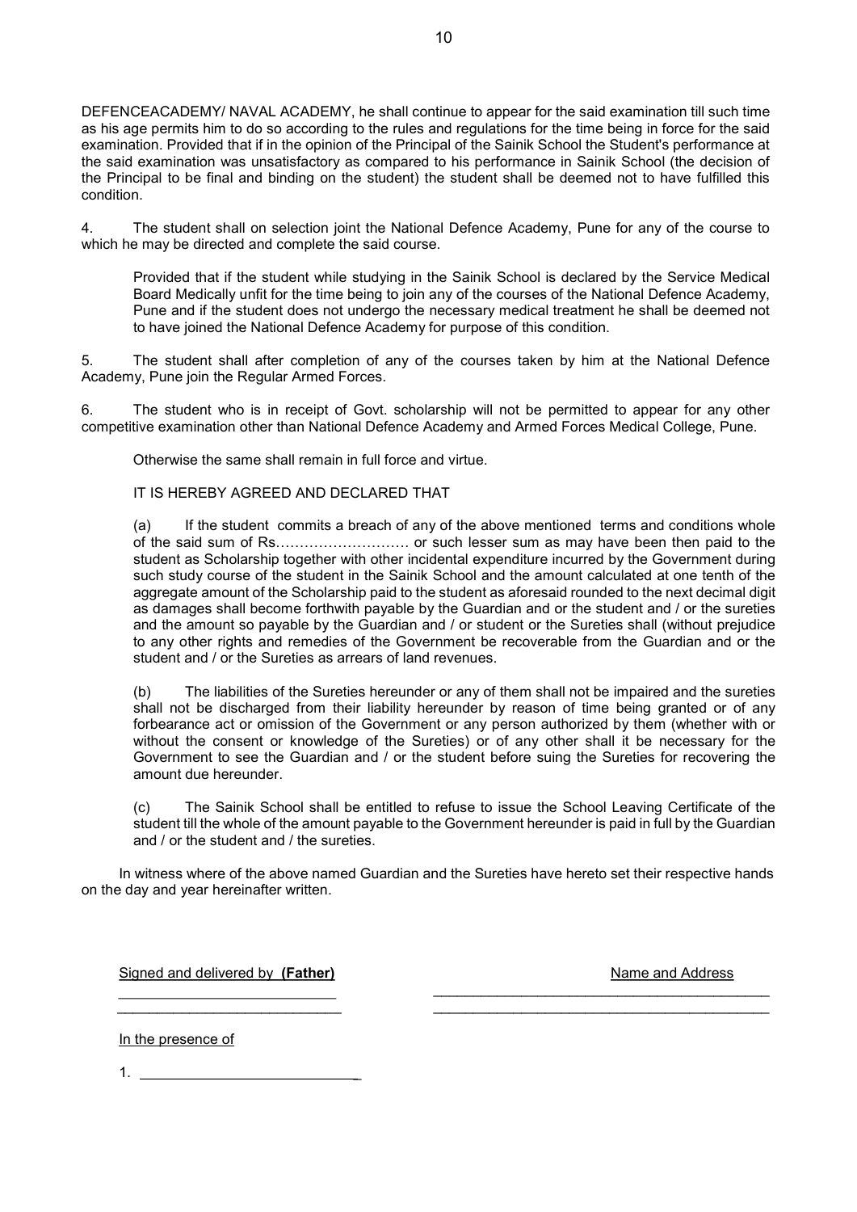DEFENCEACADEMY/ NAVAL ACADEMY, he shall continue to appear for the said examination till such time as his age permits him to do so according to the rules and regulations for the time being in force for the said examination. Provided that if in the opinion of the Principal of the Sainik School the Student's performance at the said examination was unsatisfactory as compared to his performance in Sainik School (the decision of the Principal to be final and binding on the student) the student shall be deemed not to have fulfilled this condition.

4. The student shall on selection joint the National Defence Academy, Pune for any of the course to which he may be directed and complete the said course.

Provided that if the student while studying in the Sainik School is declared by the Service Medical Board Medically unfit for the time being to join any of the courses of the National Defence Academy, Pune and if the student does not undergo the necessary medical treatment he shall be deemed not to have joined the National Defence Academy for purpose of this condition.

5. The student shall after completion of any of the courses taken by him at the National Defence Academy, Pune join the Regular Armed Forces.

6. The student who is in receipt of Govt. scholarship will not be permitted to appear for any other competitive examination other than National Defence Academy and Armed Forces Medical College, Pune.

Otherwise the same shall remain in full force and virtue.

IT IS HEREBY AGREED AND DECLARED THAT

(a) If the student commits a breach of any of the above mentioned terms and conditions whole of the said sum of Rs……………………… or such lesser sum as may have been then paid to the student as Scholarship together with other incidental expenditure incurred by the Government during such study course of the student in the Sainik School and the amount calculated at one tenth of the aggregate amount of the Scholarship paid to the student as aforesaid rounded to the next decimal digit as damages shall become forthwith payable by the Guardian and or the student and / or the sureties and the amount so payable by the Guardian and / or student or the Sureties shall (without prejudice to any other rights and remedies of the Government be recoverable from the Guardian and or the student and / or the Sureties as arrears of land revenues.

(b) The liabilities of the Sureties hereunder or any of them shall not be impaired and the sureties shall not be discharged from their liability hereunder by reason of time being granted or of any forbearance act or omission of the Government or any person authorized by them (whether with or without the consent or knowledge of the Sureties) or of any other shall it be necessary for the Government to see the Guardian and / or the student before suing the Sureties for recovering the amount due hereunder.

(c) The Sainik School shall be entitled to refuse to issue the School Leaving Certificate of the student till the whole of the amount payable to the Government hereunder is paid in full by the Guardian and / or the student and / the sureties.

In witness where of the above named Guardian and the Sureties have hereto set their respective hands on the day and year hereinafter written.

Signed and delivered by **(Father)** ____________________________ ____________________________

Name and Address ____________________________________________ ____________________________________________

In the presence of

1. ____________________________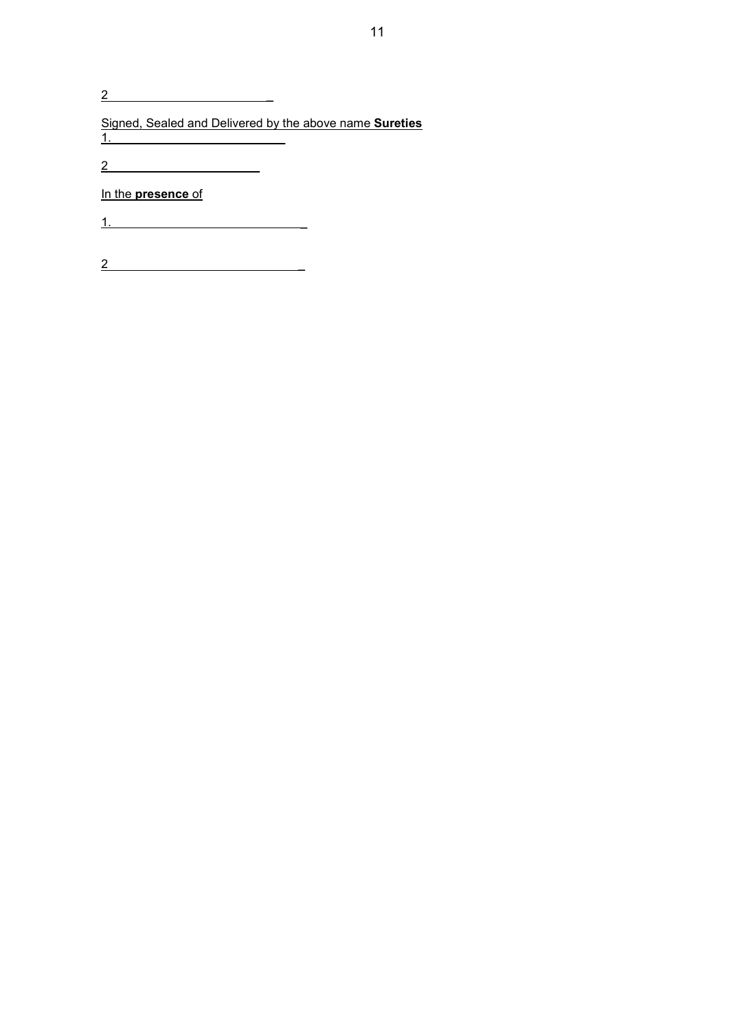2 \_\_\_\_\_\_\_\_\_\_\_\_\_\_\_\_\_\_\_\_\_\_\_\_

Signed, Sealed and Delivered by the above name **Sureties**

1. \_\_\_\_\_\_\_\_\_\_\_\_\_\_\_\_\_\_\_\_\_\_\_\_\_

2 \_\_\_\_\_\_\_\_\_\_\_\_\_\_\_\_\_\_\_\_\_\_

In the **presence** of

1. \_\_\_\_\_\_\_\_\_\_\_\_\_\_\_\_\_\_\_\_\_\_\_\_\_\_\_

2 \_\_\_\_\_\_\_\_\_\_\_\_\_\_\_\_\_\_\_\_\_\_\_\_\_\_\_\_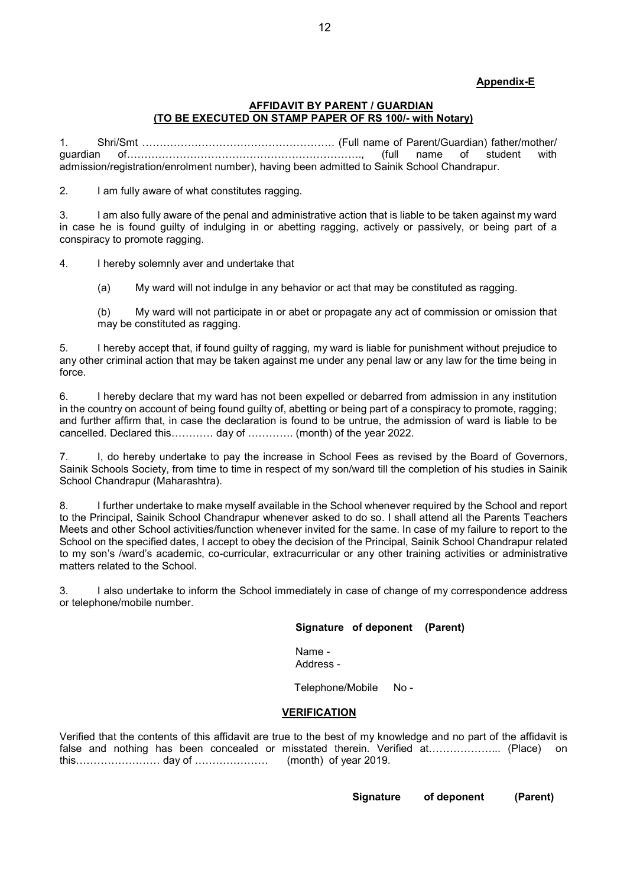**Appendix-E**

**AFFIDAVIT BY PARENT / GUARDIAN**
**(TO BE EXECUTED ON STAMP PAPER OF RS 100/- with Notary)**

1. Shri/Smt ………………………………………………. (Full name of Parent/Guardian) father/mother/ guardian of…………………………………………………………., (full name of student with admission/registration/enrolment number), having been admitted to Sainik School Chandrapur.

2. I am fully aware of what constitutes ragging.

3. I am also fully aware of the penal and administrative action that is liable to be taken against my ward in case he is found guilty of indulging in or abetting ragging, actively or passively, or being part of a conspiracy to promote ragging.

4. I hereby solemnly aver and undertake that

(a) My ward will not indulge in any behavior or act that may be constituted as ragging.

(b) My ward will not participate in or abet or propagate any act of commission or omission that may be constituted as ragging.

5. I hereby accept that, if found guilty of ragging, my ward is liable for punishment without prejudice to any other criminal action that may be taken against me under any penal law or any law for the time being in force.

6. I hereby declare that my ward has not been expelled or debarred from admission in any institution in the country on account of being found guilty of, abetting or being part of a conspiracy to promote, ragging; and further affirm that, in case the declaration is found to be untrue, the admission of ward is liable to be cancelled. Declared this………… day of …………. (month) of the year 2022.

7. I, do hereby undertake to pay the increase in School Fees as revised by the Board of Governors, Sainik Schools Society, from time to time in respect of my son/ward till the completion of his studies in Sainik School Chandrapur (Maharashtra).

8. I further undertake to make myself available in the School whenever required by the School and report to the Principal, Sainik School Chandrapur whenever asked to do so. I shall attend all the Parents Teachers Meets and other School activities/function whenever invited for the same. In case of my failure to report to the School on the specified dates, I accept to obey the decision of the Principal, Sainik School Chandrapur related to my son's /ward's academic, co-curricular, extracurricular or any other training activities or administrative matters related to the School.

3. I also undertake to inform the School immediately in case of change of my correspondence address or telephone/mobile number.

**Signature of deponent (Parent)**

Name -
Address -

Telephone/Mobile No -

**VERIFICATION**

Verified that the contents of this affidavit are true to the best of my knowledge and no part of the affidavit is false and nothing has been concealed or misstated therein. Verified at……………….. (Place) on this…………………… day of ………………… (month) of year 2019.

**Signature of deponent (Parent)**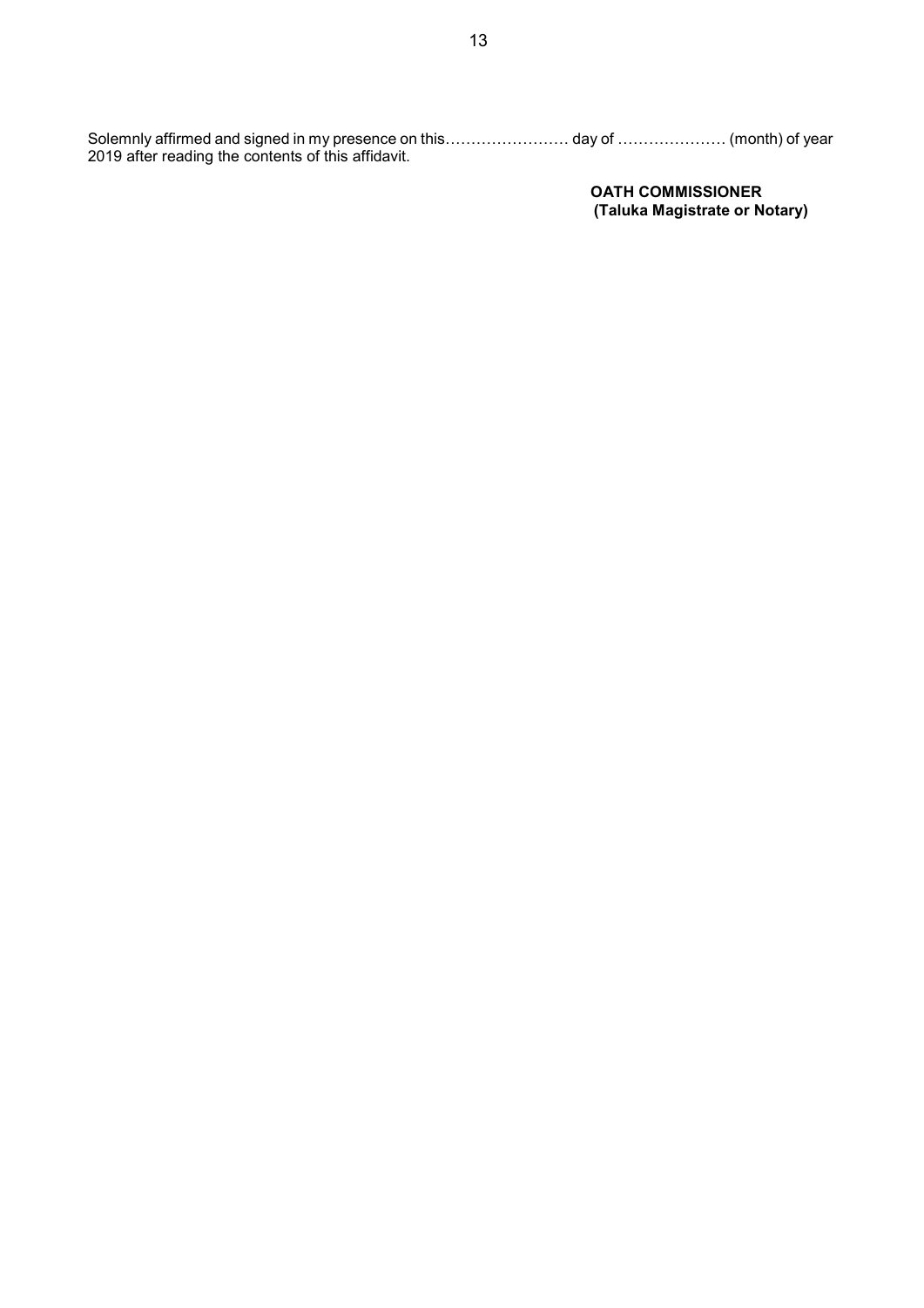Solemnly affirmed and signed in my presence on this…………………… day of ………………… (month) of year 2019 after reading the contents of this affidavit.

**OATH COMMISSIONER**
**(Taluka Magistrate or Notary)**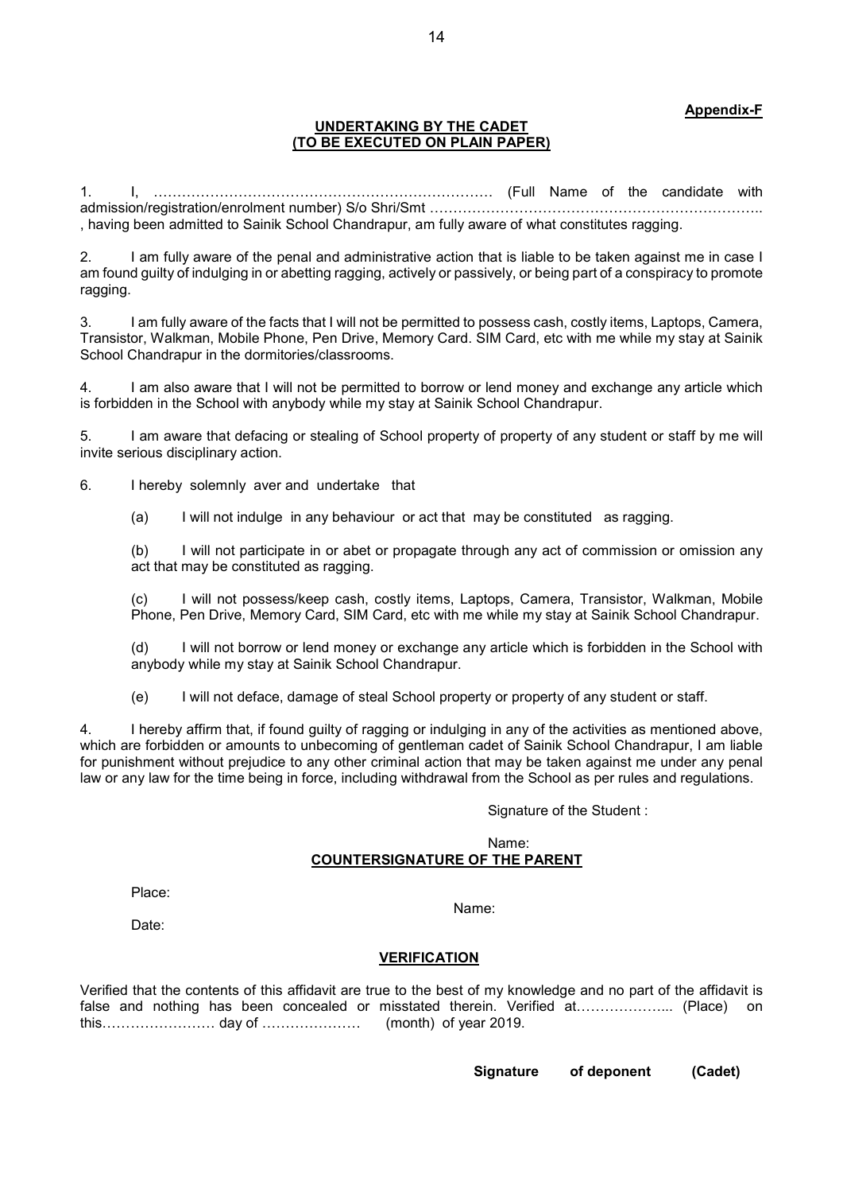**Appendix-F**

**UNDERTAKING BY THE CADET**
**(TO BE EXECUTED ON PLAIN PAPER)**

1. I, ……………………………………………………………… (Full Name of the candidate with admission/registration/enrolment number) S/o Shri/Smt …………………………………………………………….. , having been admitted to Sainik School Chandrapur, am fully aware of what constitutes ragging.

2. I am fully aware of the penal and administrative action that is liable to be taken against me in case I am found guilty of indulging in or abetting ragging, actively or passively, or being part of a conspiracy to promote ragging.

3. I am fully aware of the facts that I will not be permitted to possess cash, costly items, Laptops, Camera, Transistor, Walkman, Mobile Phone, Pen Drive, Memory Card. SIM Card, etc with me while my stay at Sainik School Chandrapur in the dormitories/classrooms.

4. I am also aware that I will not be permitted to borrow or lend money and exchange any article which is forbidden in the School with anybody while my stay at Sainik School Chandrapur.

5. I am aware that defacing or stealing of School property of property of any student or staff by me will invite serious disciplinary action.

6. I hereby solemnly aver and undertake that

(a) I will not indulge in any behaviour or act that may be constituted as ragging.

(b) I will not participate in or abet or propagate through any act of commission or omission any act that may be constituted as ragging.

(c) I will not possess/keep cash, costly items, Laptops, Camera, Transistor, Walkman, Mobile Phone, Pen Drive, Memory Card, SIM Card, etc with me while my stay at Sainik School Chandrapur.

(d) I will not borrow or lend money or exchange any article which is forbidden in the School with anybody while my stay at Sainik School Chandrapur.

(e) I will not deface, damage of steal School property or property of any student or staff.

4. I hereby affirm that, if found guilty of ragging or indulging in any of the activities as mentioned above, which are forbidden or amounts to unbecoming of gentleman cadet of Sainik School Chandrapur, I am liable for punishment without prejudice to any other criminal action that may be taken against me under any penal law or any law for the time being in force, including withdrawal from the School as per rules and regulations.

Signature of the Student :

Name:

**COUNTERSIGNATURE OF THE PARENT**

Place:

Name:

Date:

**VERIFICATION**

Verified that the contents of this affidavit are true to the best of my knowledge and no part of the affidavit is false and nothing has been concealed or misstated therein. Verified at……………….. (Place) on this…………………… day of ………………… (month) of year 2019.

**Signature of deponent (Cadet)**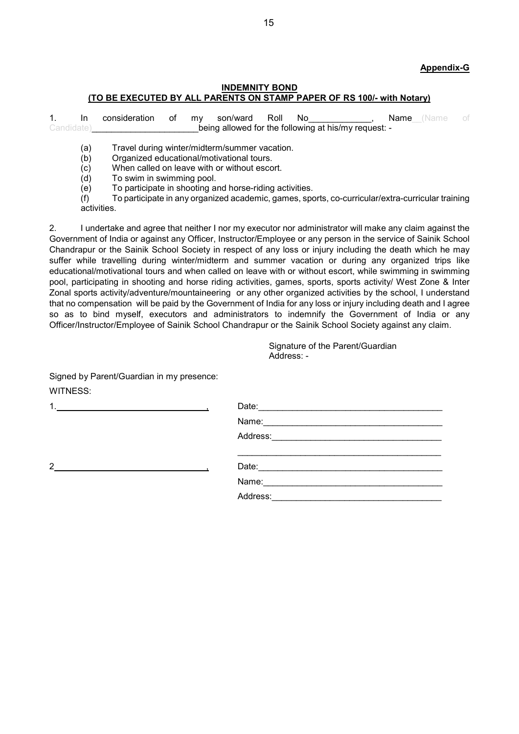**Appendix-G**

**INDEMNITY BOND**
**(TO BE EXECUTED BY ALL PARENTS ON STAMP PAPER OF RS 100/- with Notary)**

1. In consideration of my son/ward Roll No____________, Name__(Name of Candidate)_____________________being allowed for the following at his/my request: -

(a) Travel during winter/midterm/summer vacation.
(b) Organized educational/motivational tours.
(c) When called on leave with or without escort.
(d) To swim in swimming pool.
(e) To participate in shooting and horse-riding activities.
(f) To participate in any organized academic, games, sports, co-curricular/extra-curricular training activities.

2. I undertake and agree that neither I nor my executor nor administrator will make any claim against the Government of India or against any Officer, Instructor/Employee or any person in the service of Sainik School Chandrapur or the Sainik School Society in respect of any loss or injury including the death which he may suffer while travelling during winter/midterm and summer vacation or during any organized trips like educational/motivational tours and when called on leave with or without escort, while swimming in swimming pool, participating in shooting and horse riding activities, games, sports, sports activity/ West Zone & Inter Zonal sports activity/adventure/mountaineering or any other organized activities by the school, I understand that no compensation will be paid by the Government of India for any loss or injury including death and I agree so as to bind myself, executors and administrators to indemnify the Government of India or any Officer/Instructor/Employee of Sainik School Chandrapur or the Sainik School Society against any claim.

Signature of the Parent/Guardian
Address: -

Signed by Parent/Guardian in my presence:

WITNESS:

1.______________________________,

Date:_____________________________________
Name:____________________________________
Address:__________________________________
__________________________________________

2______________________________,

Date:_____________________________________
Name:____________________________________
Address:__________________________________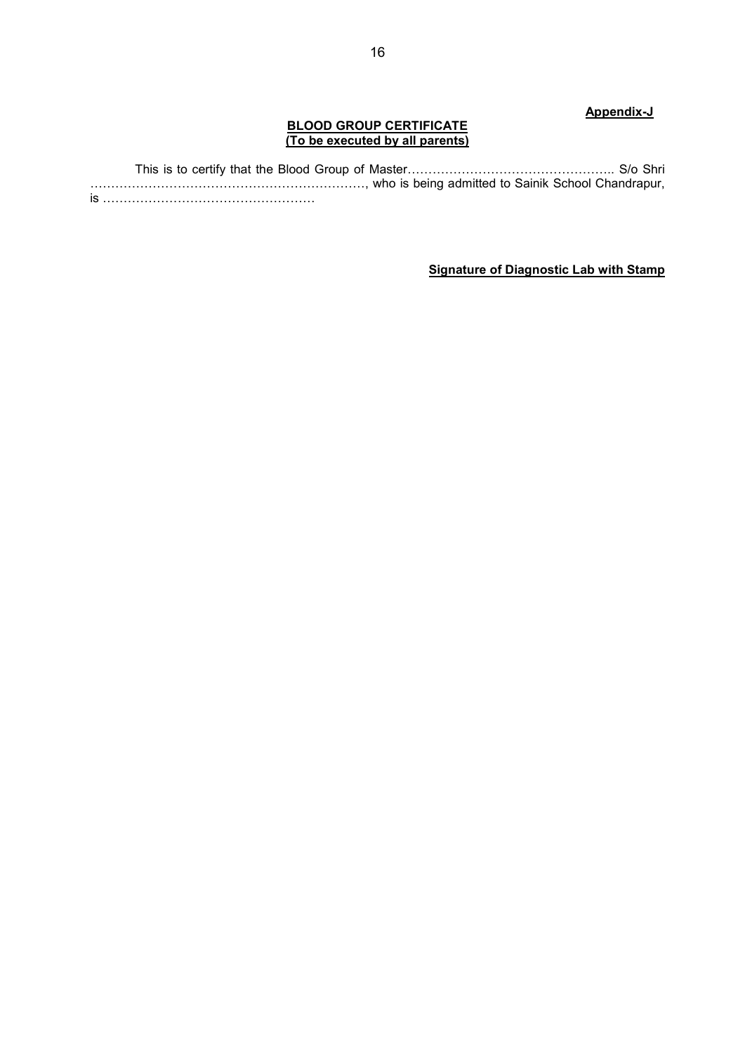**Appendix-J**

**BLOOD GROUP CERTIFICATE**
**(To be executed by all parents)**

This is to certify that the Blood Group of Master………………………………………….. S/o Shri …………………………………………………………, who is being admitted to Sainik School Chandrapur, is ……………………………………………

**Signature of Diagnostic Lab with Stamp**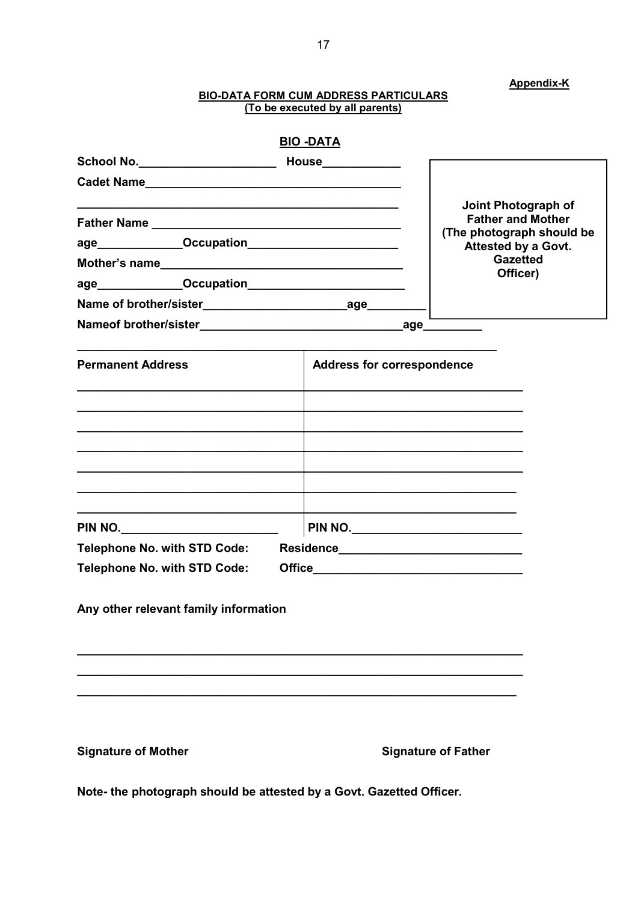**Appendix-K**

**BIO-DATA FORM CUM ADDRESS PARTICULARS**
**(To be executed by all parents)**

**BIO -DATA**

**School No.____________________ House____________**

**Cadet Name______________________________________**

**_______________________________________________**

**Father Name ____________________________________**

**age____________Occupation______________________**

**Mother's name___________________________________**

**age____________Occupation______________________**

**Name of brother/sister____________________age_________**

**Nameof brother/sister____________________________age_________**

**Joint Photograph of Father and Mother (The photograph should be Attested by a Govt. Gazetted Officer)**

| **Permanent Address** | **Address for correspondence** |
|---|---|
| | |
| | |
| | |
| | |
| | |
| | |
| | |
| **PIN NO.______________________** | **PIN NO.________________________** |

**Telephone No. with STD Code: Residence__________________________**

**Telephone No. with STD Code: Office______________________________**

**Any other relevant family information**

**_______________________________________________________________**

**_______________________________________________________________**

**_______________________________________________________________**

**Signature of Mother** **Signature of Father**

**Note- the photograph should be attested by a Govt. Gazetted Officer.**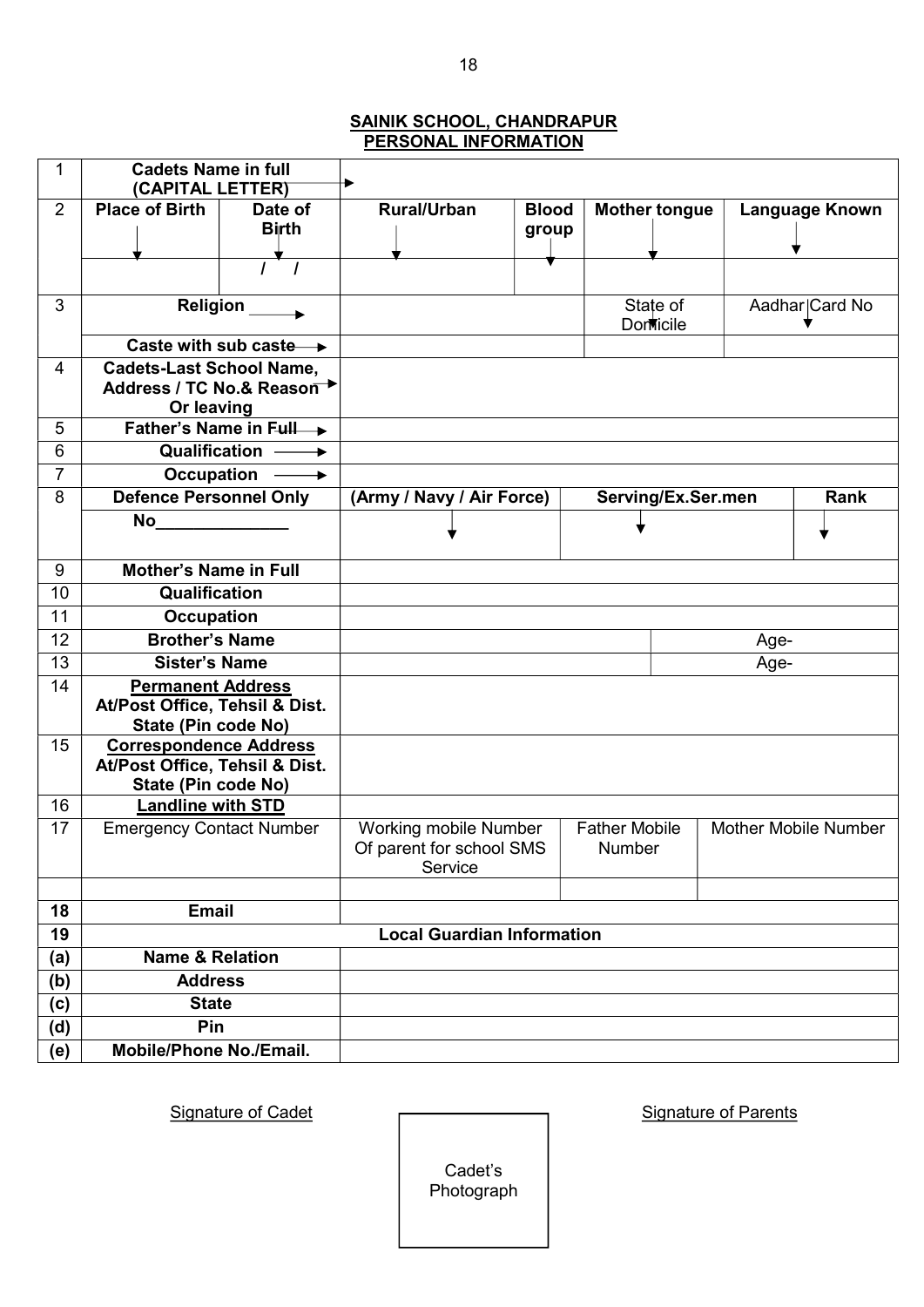## SAINIK SCHOOL, CHANDRAPUR
## PERSONAL INFORMATION

| | | | | | | | | |
|---|---|---|---|---|---|---|---|---|
| 1 | **Cadets Name in full (CAPITAL LETTER)** | | | | | | | |
| 2 | **Place of Birth** | **Date of Birth** | **Rural/Urban** | **Blood group** | **Mother tongue** | | **Language Known** | |
| | | / / | | | | | | |
| 3 | **Religion** | | | | State of Domicile | | Aadhar Card No | |
| | **Caste with sub caste** | | | | | | | |
| 4 | **Cadets-Last School Name, Address / TC No.& Reason Or leaving** | | | | | | | |
| 5 | **Father's Name in Full** | | | | | | | |
| 6 | **Qualification** | | | | | | | |
| 7 | **Occupation** | | | | | | | |
| 8 | **Defence Personnel Only** | | **(Army / Navy / Air Force)** | | **Serving/Ex.Ser.men** | | **Rank** | |
| | **No______________** | | | | | | | |
| 9 | **Mother's Name in Full** | | | | | | | |
| 10 | **Qualification** | | | | | | | |
| 11 | **Occupation** | | | | | | | |
| 12 | **Brother's Name** | | | | | Age- | | |
| 13 | **Sister's Name** | | | | | Age- | | |
| 14 | **Permanent Address** At/Post Office, Tehsil & Dist. State (Pin code No) | | | | | | | |
| 15 | **Correspondence Address** At/Post Office, Tehsil & Dist. State (Pin code No) | | | | | | | |
| 16 | **Landline with STD** | | | | | | | |
| 17 | Emergency Contact Number | | Working mobile Number Of parent for school SMS Service | | Father Mobile Number | | Mother Mobile Number | |
| | | | | | | | | |
| **18** | **Email** | | | | | | | |
| **19** | **Local Guardian Information** | | | | | | | |
| **(a)** | **Name & Relation** | | | | | | | |
| **(b)** | **Address** | | | | | | | |
| **(c)** | **State** | | | | | | | |
| **(d)** | **Pin** | | | | | | | |
| **(e)** | **Mobile/Phone No./Email.** | | | | | | | |

Signature of Cadet

Cadet's Photograph

Signature of Parents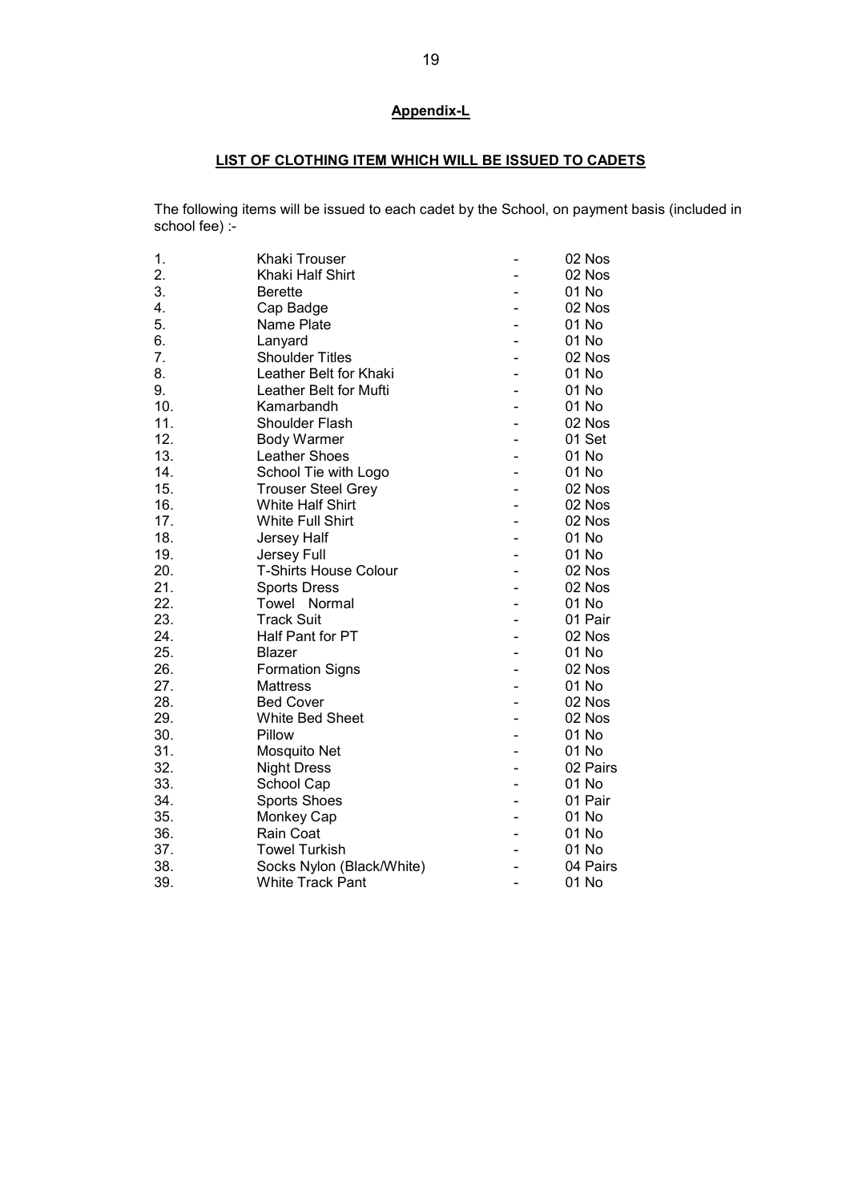## Appendix-L

### LIST OF CLOTHING ITEM WHICH WILL BE ISSUED TO CADETS

The following items will be issued to each cadet by the School, on payment basis (included in school fee) :-

| | | | |
|---|---|---|---|
| 1. | Khaki Trouser | - | 02 Nos |
| 2. | Khaki Half Shirt | - | 02 Nos |
| 3. | Berette | - | 01 No |
| 4. | Cap Badge | - | 02 Nos |
| 5. | Name Plate | - | 01 No |
| 6. | Lanyard | - | 01 No |
| 7. | Shoulder Titles | - | 02 Nos |
| 8. | Leather Belt for Khaki | - | 01 No |
| 9. | Leather Belt for Mufti | - | 01 No |
| 10. | Kamarbandh | - | 01 No |
| 11. | Shoulder Flash | - | 02 Nos |
| 12. | Body Warmer | - | 01 Set |
| 13. | Leather Shoes | - | 01 No |
| 14. | School Tie with Logo | - | 01 No |
| 15. | Trouser Steel Grey | - | 02 Nos |
| 16. | White Half Shirt | - | 02 Nos |
| 17. | White Full Shirt | - | 02 Nos |
| 18. | Jersey Half | - | 01 No |
| 19. | Jersey Full | - | 01 No |
| 20. | T-Shirts House Colour | - | 02 Nos |
| 21. | Sports Dress | - | 02 Nos |
| 22. | Towel Normal | - | 01 No |
| 23. | Track Suit | - | 01 Pair |
| 24. | Half Pant for PT | - | 02 Nos |
| 25. | Blazer | - | 01 No |
| 26. | Formation Signs | - | 02 Nos |
| 27. | Mattress | - | 01 No |
| 28. | Bed Cover | - | 02 Nos |
| 29. | White Bed Sheet | - | 02 Nos |
| 30. | Pillow | - | 01 No |
| 31. | Mosquito Net | - | 01 No |
| 32. | Night Dress | - | 02 Pairs |
| 33. | School Cap | - | 01 No |
| 34. | Sports Shoes | - | 01 Pair |
| 35. | Monkey Cap | - | 01 No |
| 36. | Rain Coat | - | 01 No |
| 37. | Towel Turkish | - | 01 No |
| 38. | Socks Nylon (Black/White) | - | 04 Pairs |
| 39. | White Track Pant | - | 01 No |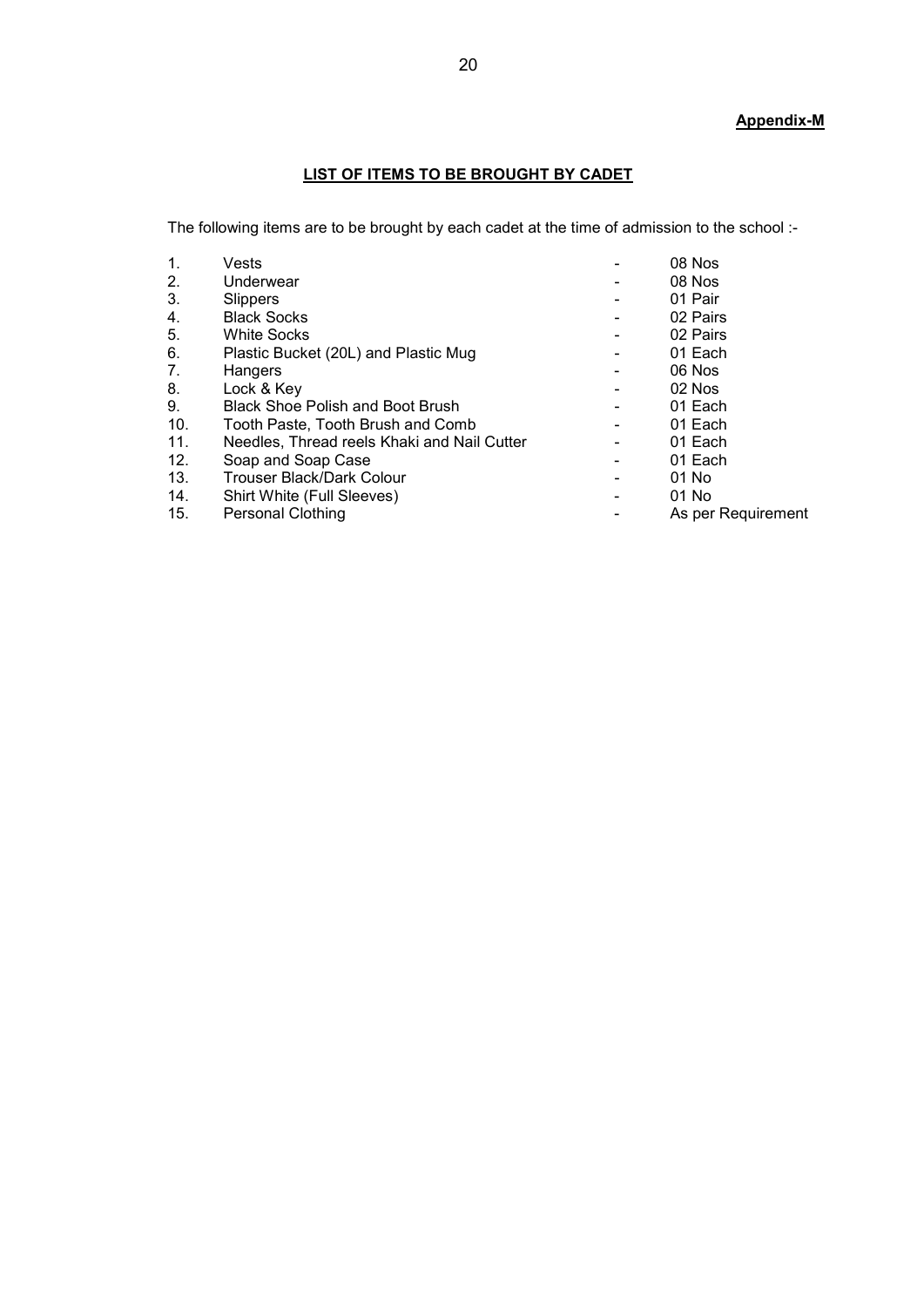**Appendix-M**

## LIST OF ITEMS TO BE BROUGHT BY CADET

The following items are to be brought by each cadet at the time of admission to the school :-

| | | | |
|---|---|---|---|
| 1. | Vests | - | 08 Nos |
| 2. | Underwear | - | 08 Nos |
| 3. | Slippers | - | 01 Pair |
| 4. | Black Socks | - | 02 Pairs |
| 5. | White Socks | - | 02 Pairs |
| 6. | Plastic Bucket (20L) and Plastic Mug | - | 01 Each |
| 7. | Hangers | - | 06 Nos |
| 8. | Lock & Key | - | 02 Nos |
| 9. | Black Shoe Polish and Boot Brush | - | 01 Each |
| 10. | Tooth Paste, Tooth Brush and Comb | - | 01 Each |
| 11. | Needles, Thread reels Khaki and Nail Cutter | - | 01 Each |
| 12. | Soap and Soap Case | - | 01 Each |
| 13. | Trouser Black/Dark Colour | - | 01 No |
| 14. | Shirt White (Full Sleeves) | - | 01 No |
| 15. | Personal Clothing | - | As per Requirement |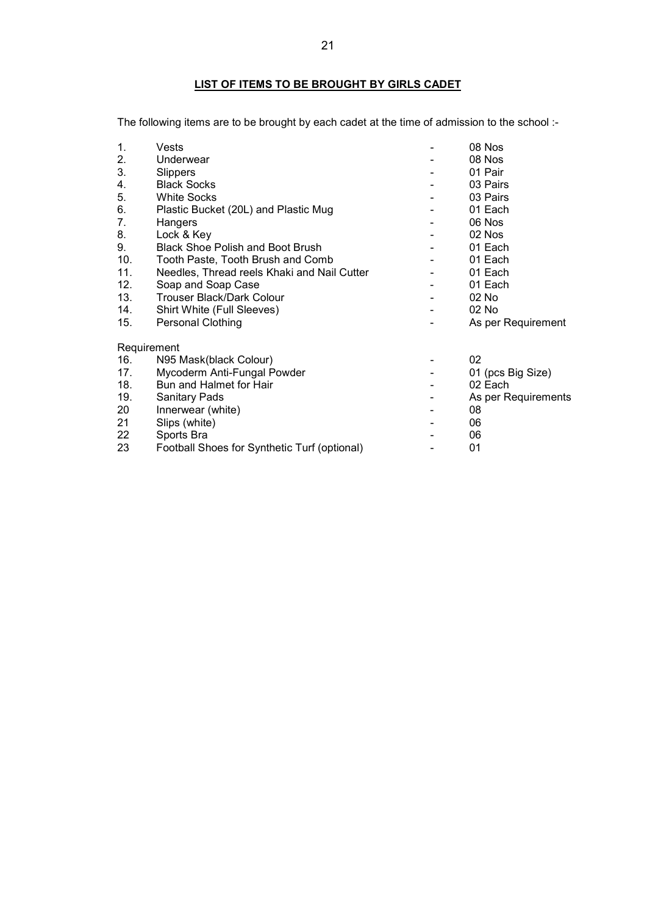## LIST OF ITEMS TO BE BROUGHT BY GIRLS CADET

The following items are to be brought by each cadet at the time of admission to the school :-

| No. | Item | | Quantity |
|---|---|---|---|
| 1. | Vests | - | 08 Nos |
| 2. | Underwear | - | 08 Nos |
| 3. | Slippers | - | 01 Pair |
| 4. | Black Socks | - | 03 Pairs |
| 5. | White Socks | - | 03 Pairs |
| 6. | Plastic Bucket (20L) and Plastic Mug | - | 01 Each |
| 7. | Hangers | - | 06 Nos |
| 8. | Lock & Key | - | 02 Nos |
| 9. | Black Shoe Polish and Boot Brush | - | 01 Each |
| 10. | Tooth Paste, Tooth Brush and Comb | - | 01 Each |
| 11. | Needles, Thread reels Khaki and Nail Cutter | - | 01 Each |
| 12. | Soap and Soap Case | - | 01 Each |
| 13. | Trouser Black/Dark Colour | - | 02 No |
| 14. | Shirt White (Full Sleeves) | - | 02 No |
| 15. | Personal Clothing | - | As per Requirement |

Requirement

| No. | Item | | Quantity |
|---|---|---|---|
| 16. | N95 Mask(black Colour) | - | 02 |
| 17. | Mycoderm Anti-Fungal Powder | - | 01 (pcs Big Size) |
| 18. | Bun and Halmet for Hair | - | 02 Each |
| 19. | Sanitary Pads | - | As per Requirements |
| 20 | Innerwear (white) | - | 08 |
| 21 | Slips (white) | - | 06 |
| 22 | Sports Bra | - | 06 |
| 23 | Football Shoes for Synthetic Turf (optional) | - | 01 |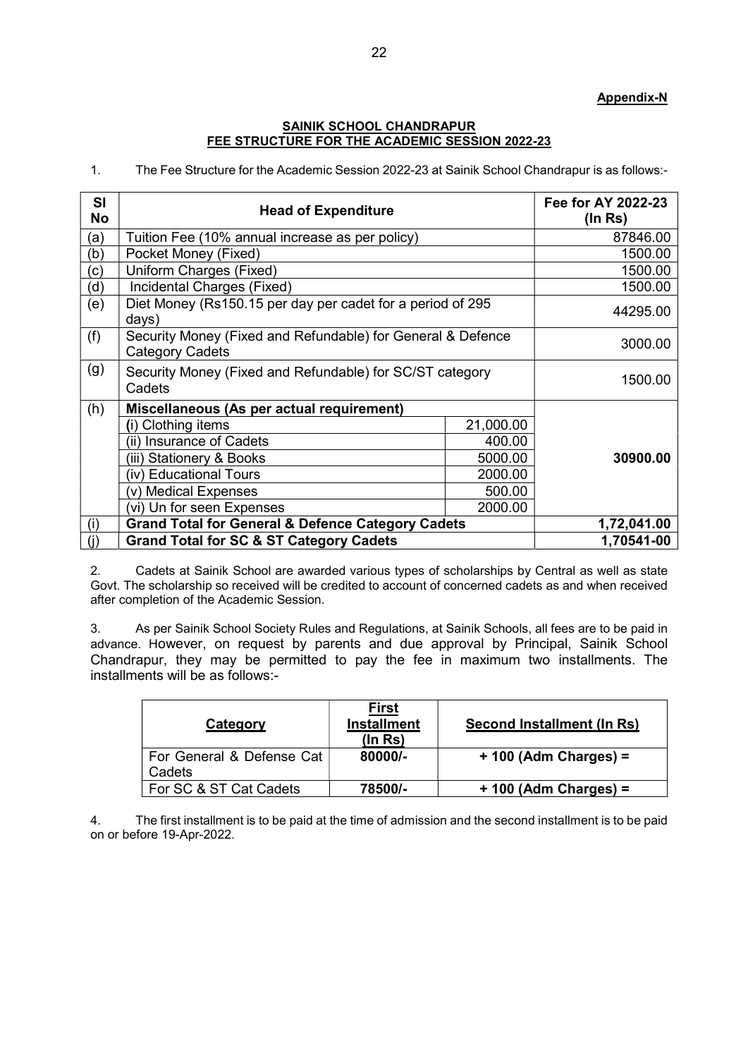**Appendix-N**

**SAINIK SCHOOL CHANDRAPUR**
**FEE STRUCTURE FOR THE ACADEMIC SESSION 2022-23**

1. The Fee Structure for the Academic Session 2022-23 at Sainik School Chandrapur is as follows:-

| Sl No | Head of Expenditure | | Fee for AY 2022-23 (In Rs) |
|---|---|---|---|
| (a) | Tuition Fee (10% annual increase as per policy) | | 87846.00 |
| (b) | Pocket Money (Fixed) | | 1500.00 |
| (c) | Uniform Charges (Fixed) | | 1500.00 |
| (d) | Incidental Charges (Fixed) | | 1500.00 |
| (e) | Diet Money (Rs150.15 per day per cadet for a period of 295 days) | | 44295.00 |
| (f) | Security Money (Fixed and Refundable) for General & Defence Category Cadets | | 3000.00 |
| (g) | Security Money (Fixed and Refundable) for SC/ST category Cadets | | 1500.00 |
| (h) | **Miscellaneous (As per actual requirement)** | | **30900.00** |
| | (i) Clothing items | 21,000.00 | |
| | (ii) Insurance of Cadets | 400.00 | |
| | (iii) Stationery & Books | 5000.00 | |
| | (iv) Educational Tours | 2000.00 | |
| | (v) Medical Expenses | 500.00 | |
| | (vi) Un for seen Expenses | 2000.00 | |
| (i) | **Grand Total for General & Defence Category Cadets** | | **1,72,041.00** |
| (j) | **Grand Total for SC & ST Category Cadets** | | **1,70541-00** |

2. Cadets at Sainik School are awarded various types of scholarships by Central as well as state Govt. The scholarship so received will be credited to account of concerned cadets as and when received after completion of the Academic Session.

3. As per Sainik School Society Rules and Regulations, at Sainik Schools, all fees are to be paid in advance. However, on request by parents and due approval by Principal, Sainik School Chandrapur, they may be permitted to pay the fee in maximum two installments. The installments will be as follows:-

| Category | First Installment (In Rs) | Second Installment (In Rs) |
|---|---|---|
| For General & Defense Cat Cadets | **80000/-** | **+ 100 (Adm Charges) =** |
| For SC & ST Cat Cadets | **78500/-** | **+ 100 (Adm Charges) =** |

4. The first installment is to be paid at the time of admission and the second installment is to be paid on or before 19-Apr-2022.